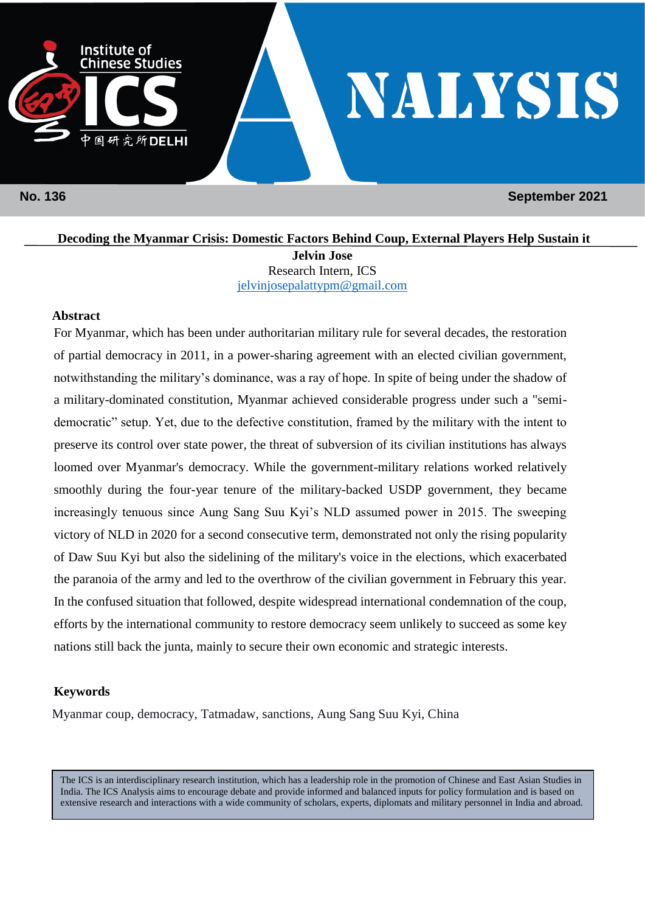Institute of Chinese Studies

ICS

中国研究所 DELHI

# ANALYSIS

**No. 136** **September 2021**

## Decoding the Myanmar Crisis: Domestic Factors Behind Coup, External Players Help Sustain it

**Jelvin Jose**

Research Intern, ICS

jelvinjosepalattypm@gmail.com

### Abstract

For Myanmar, which has been under authoritarian military rule for several decades, the restoration of partial democracy in 2011, in a power-sharing agreement with an elected civilian government, notwithstanding the military's dominance, was a ray of hope. In spite of being under the shadow of a military-dominated constitution, Myanmar achieved considerable progress under such a "semi-democratic" setup. Yet, due to the defective constitution, framed by the military with the intent to preserve its control over state power, the threat of subversion of its civilian institutions has always loomed over Myanmar's democracy. While the government-military relations worked relatively smoothly during the four-year tenure of the military-backed USDP government, they became increasingly tenuous since Aung Sang Suu Kyi's NLD assumed power in 2015. The sweeping victory of NLD in 2020 for a second consecutive term, demonstrated not only the rising popularity of Daw Suu Kyi but also the sidelining of the military's voice in the elections, which exacerbated the paranoia of the army and led to the overthrow of the civilian government in February this year. In the confused situation that followed, despite widespread international condemnation of the coup, efforts by the international community to restore democracy seem unlikely to succeed as some key nations still back the junta, mainly to secure their own economic and strategic interests.

### Keywords

Myanmar coup, democracy, Tatmadaw, sanctions, Aung Sang Suu Kyi, China

The ICS is an interdisciplinary research institution, which has a leadership role in the promotion of Chinese and East Asian Studies in India. The ICS Analysis aims to encourage debate and provide informed and balanced inputs for policy formulation and is based on extensive research and interactions with a wide community of scholars, experts, diplomats and military personnel in India and abroad.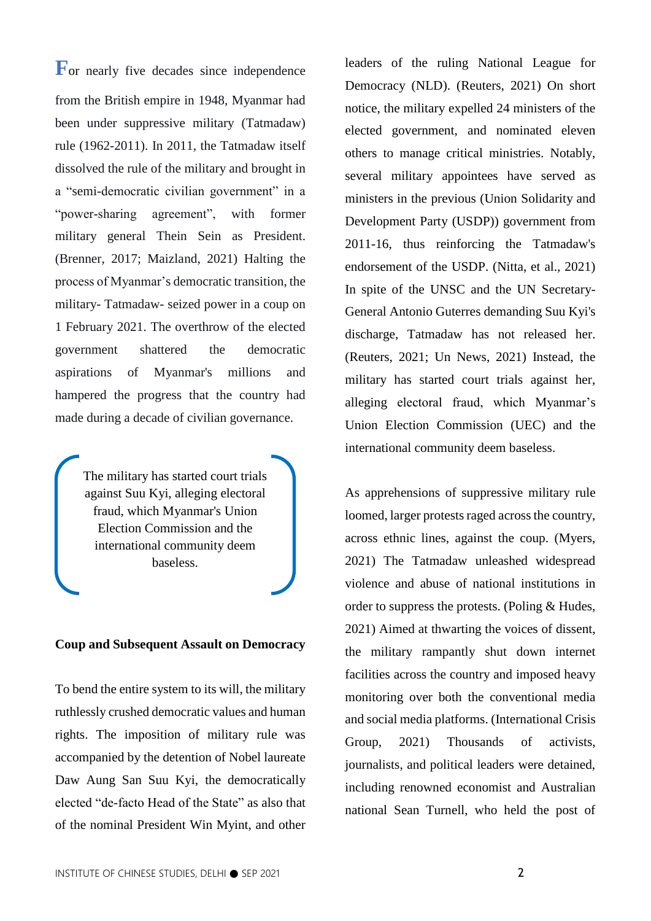For nearly five decades since independence from the British empire in 1948, Myanmar had been under suppressive military (Tatmadaw) rule (1962-2011). In 2011, the Tatmadaw itself dissolved the rule of the military and brought in a "semi-democratic civilian government" in a "power-sharing agreement", with former military general Thein Sein as President. (Brenner, 2017; Maizland, 2021) Halting the process of Myanmar's democratic transition, the military- Tatmadaw- seized power in a coup on 1 February 2021. The overthrow of the elected government shattered the democratic aspirations of Myanmar's millions and hampered the progress that the country had made during a decade of civilian governance.

> The military has started court trials against Suu Kyi, alleging electoral fraud, which Myanmar's Union Election Commission and the international community deem baseless.

**Coup and Subsequent Assault on Democracy**

To bend the entire system to its will, the military ruthlessly crushed democratic values and human rights. The imposition of military rule was accompanied by the detention of Nobel laureate Daw Aung San Suu Kyi, the democratically elected "de-facto Head of the State" as also that of the nominal President Win Myint, and other leaders of the ruling National League for Democracy (NLD). (Reuters, 2021) On short notice, the military expelled 24 ministers of the elected government, and nominated eleven others to manage critical ministries. Notably, several military appointees have served as ministers in the previous (Union Solidarity and Development Party (USDP)) government from 2011-16, thus reinforcing the Tatmadaw's endorsement of the USDP. (Nitta, et al., 2021) In spite of the UNSC and the UN Secretary-General Antonio Guterres demanding Suu Kyi's discharge, Tatmadaw has not released her. (Reuters, 2021; Un News, 2021) Instead, the military has started court trials against her, alleging electoral fraud, which Myanmar's Union Election Commission (UEC) and the international community deem baseless.

As apprehensions of suppressive military rule loomed, larger protests raged across the country, across ethnic lines, against the coup. (Myers, 2021) The Tatmadaw unleashed widespread violence and abuse of national institutions in order to suppress the protests. (Poling & Hudes, 2021) Aimed at thwarting the voices of dissent, the military rampantly shut down internet facilities across the country and imposed heavy monitoring over both the conventional media and social media platforms. (International Crisis Group, 2021) Thousands of activists, journalists, and political leaders were detained, including renowned economist and Australian national Sean Turnell, who held the post of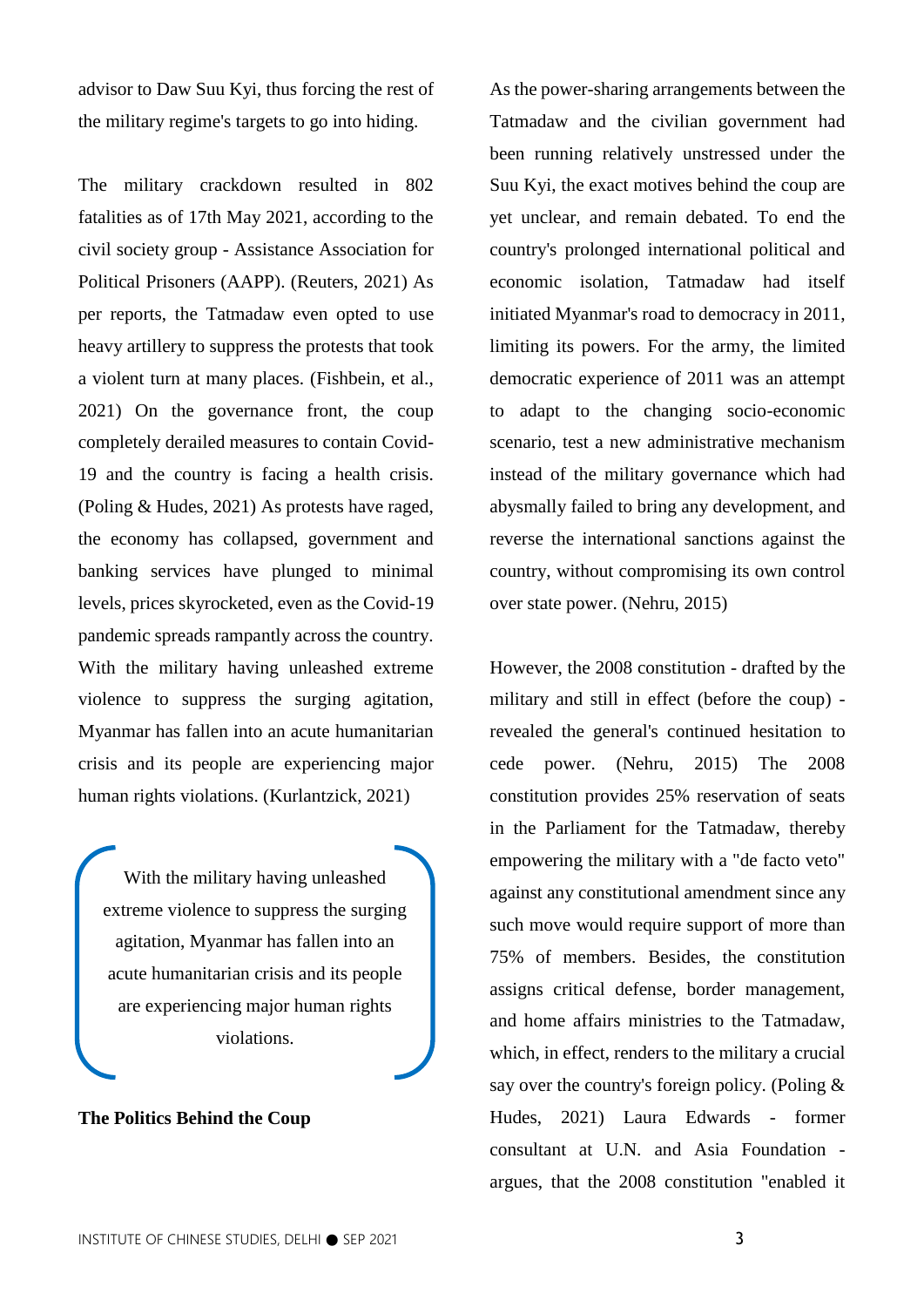advisor to Daw Suu Kyi, thus forcing the rest of the military regime's targets to go into hiding.

The military crackdown resulted in 802 fatalities as of 17th May 2021, according to the civil society group - Assistance Association for Political Prisoners (AAPP). (Reuters, 2021) As per reports, the Tatmadaw even opted to use heavy artillery to suppress the protests that took a violent turn at many places. (Fishbein, et al., 2021) On the governance front, the coup completely derailed measures to contain Covid-19 and the country is facing a health crisis. (Poling & Hudes, 2021) As protests have raged, the economy has collapsed, government and banking services have plunged to minimal levels, prices skyrocketed, even as the Covid-19 pandemic spreads rampantly across the country. With the military having unleashed extreme violence to suppress the surging agitation, Myanmar has fallen into an acute humanitarian crisis and its people are experiencing major human rights violations. (Kurlantzick, 2021)

> With the military having unleashed extreme violence to suppress the surging agitation, Myanmar has fallen into an acute humanitarian crisis and its people are experiencing major human rights violations.

**The Politics Behind the Coup**

As the power-sharing arrangements between the Tatmadaw and the civilian government had been running relatively unstressed under the Suu Kyi, the exact motives behind the coup are yet unclear, and remain debated. To end the country's prolonged international political and economic isolation, Tatmadaw had itself initiated Myanmar's road to democracy in 2011, limiting its powers. For the army, the limited democratic experience of 2011 was an attempt to adapt to the changing socio-economic scenario, test a new administrative mechanism instead of the military governance which had abysmally failed to bring any development, and reverse the international sanctions against the country, without compromising its own control over state power. (Nehru, 2015)

However, the 2008 constitution - drafted by the military and still in effect (before the coup) - revealed the general's continued hesitation to cede power. (Nehru, 2015) The 2008 constitution provides 25% reservation of seats in the Parliament for the Tatmadaw, thereby empowering the military with a "de facto veto" against any constitutional amendment since any such move would require support of more than 75% of members. Besides, the constitution assigns critical defense, border management, and home affairs ministries to the Tatmadaw, which, in effect, renders to the military a crucial say over the country's foreign policy. (Poling & Hudes, 2021) Laura Edwards - former consultant at U.N. and Asia Foundation - argues, that the 2008 constitution "enabled it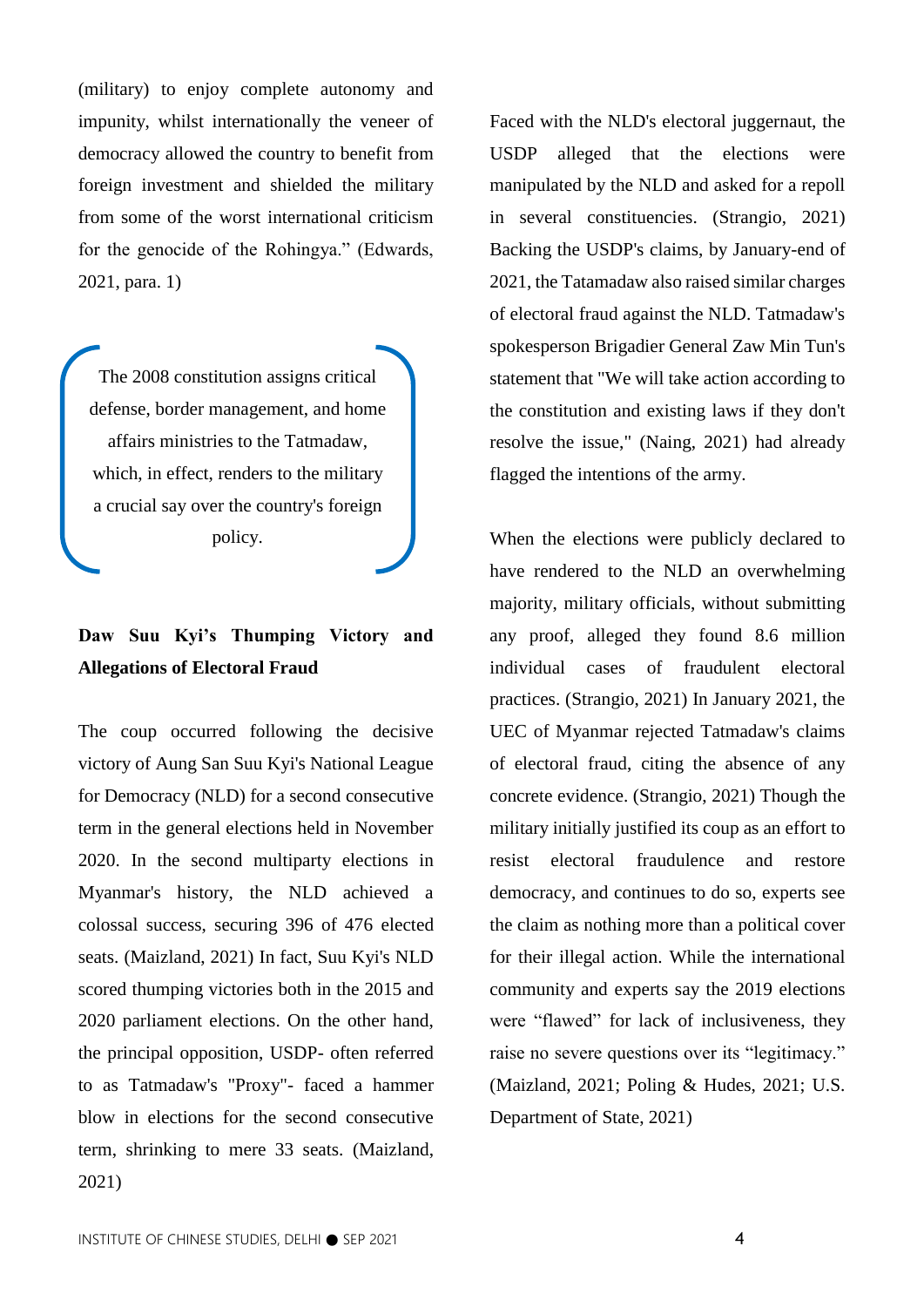(military) to enjoy complete autonomy and impunity, whilst internationally the veneer of democracy allowed the country to benefit from foreign investment and shielded the military from some of the worst international criticism for the genocide of the Rohingya." (Edwards, 2021, para. 1)

> The 2008 constitution assigns critical defense, border management, and home affairs ministries to the Tatmadaw, which, in effect, renders to the military a crucial say over the country's foreign policy.

**Daw Suu Kyi's Thumping Victory and Allegations of Electoral Fraud**

The coup occurred following the decisive victory of Aung San Suu Kyi's National League for Democracy (NLD) for a second consecutive term in the general elections held in November 2020. In the second multiparty elections in Myanmar's history, the NLD achieved a colossal success, securing 396 of 476 elected seats. (Maizland, 2021) In fact, Suu Kyi's NLD scored thumping victories both in the 2015 and 2020 parliament elections. On the other hand, the principal opposition, USDP- often referred to as Tatmadaw's "Proxy"- faced a hammer blow in elections for the second consecutive term, shrinking to mere 33 seats. (Maizland, 2021)

Faced with the NLD's electoral juggernaut, the USDP alleged that the elections were manipulated by the NLD and asked for a repoll in several constituencies. (Strangio, 2021) Backing the USDP's claims, by January-end of 2021, the Tatamadaw also raised similar charges of electoral fraud against the NLD. Tatmadaw's spokesperson Brigadier General Zaw Min Tun's statement that "We will take action according to the constitution and existing laws if they don't resolve the issue," (Naing, 2021) had already flagged the intentions of the army.

When the elections were publicly declared to have rendered to the NLD an overwhelming majority, military officials, without submitting any proof, alleged they found 8.6 million individual cases of fraudulent electoral practices. (Strangio, 2021) In January 2021, the UEC of Myanmar rejected Tatmadaw's claims of electoral fraud, citing the absence of any concrete evidence. (Strangio, 2021) Though the military initially justified its coup as an effort to resist electoral fraudulence and restore democracy, and continues to do so, experts see the claim as nothing more than a political cover for their illegal action. While the international community and experts say the 2019 elections were "flawed" for lack of inclusiveness, they raise no severe questions over its "legitimacy." (Maizland, 2021; Poling & Hudes, 2021; U.S. Department of State, 2021)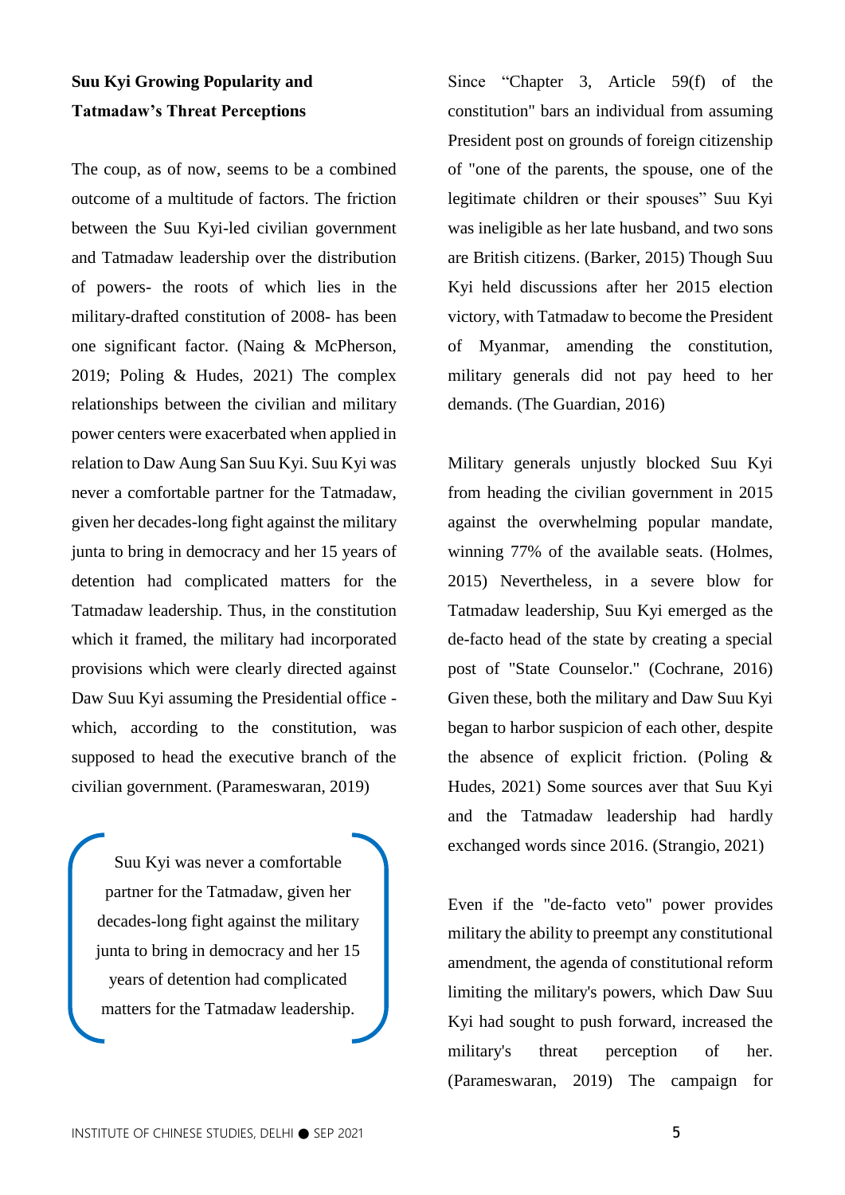**Suu Kyi Growing Popularity and Tatmadaw's Threat Perceptions**

The coup, as of now, seems to be a combined outcome of a multitude of factors. The friction between the Suu Kyi-led civilian government and Tatmadaw leadership over the distribution of powers- the roots of which lies in the military-drafted constitution of 2008- has been one significant factor. (Naing & McPherson, 2019; Poling & Hudes, 2021) The complex relationships between the civilian and military power centers were exacerbated when applied in relation to Daw Aung San Suu Kyi. Suu Kyi was never a comfortable partner for the Tatmadaw, given her decades-long fight against the military junta to bring in democracy and her 15 years of detention had complicated matters for the Tatmadaw leadership. Thus, in the constitution which it framed, the military had incorporated provisions which were clearly directed against Daw Suu Kyi assuming the Presidential office - which, according to the constitution, was supposed to head the executive branch of the civilian government. (Parameswaran, 2019)

> Suu Kyi was never a comfortable partner for the Tatmadaw, given her decades-long fight against the military junta to bring in democracy and her 15 years of detention had complicated matters for the Tatmadaw leadership.

Since "Chapter 3, Article 59(f) of the constitution" bars an individual from assuming President post on grounds of foreign citizenship of "one of the parents, the spouse, one of the legitimate children or their spouses" Suu Kyi was ineligible as her late husband, and two sons are British citizens. (Barker, 2015) Though Suu Kyi held discussions after her 2015 election victory, with Tatmadaw to become the President of Myanmar, amending the constitution, military generals did not pay heed to her demands. (The Guardian, 2016)

Military generals unjustly blocked Suu Kyi from heading the civilian government in 2015 against the overwhelming popular mandate, winning 77% of the available seats. (Holmes, 2015) Nevertheless, in a severe blow for Tatmadaw leadership, Suu Kyi emerged as the de-facto head of the state by creating a special post of "State Counselor." (Cochrane, 2016) Given these, both the military and Daw Suu Kyi began to harbor suspicion of each other, despite the absence of explicit friction. (Poling & Hudes, 2021) Some sources aver that Suu Kyi and the Tatmadaw leadership had hardly exchanged words since 2016. (Strangio, 2021)

Even if the "de-facto veto" power provides military the ability to preempt any constitutional amendment, the agenda of constitutional reform limiting the military's powers, which Daw Suu Kyi had sought to push forward, increased the military's threat perception of her. (Parameswaran, 2019) The campaign for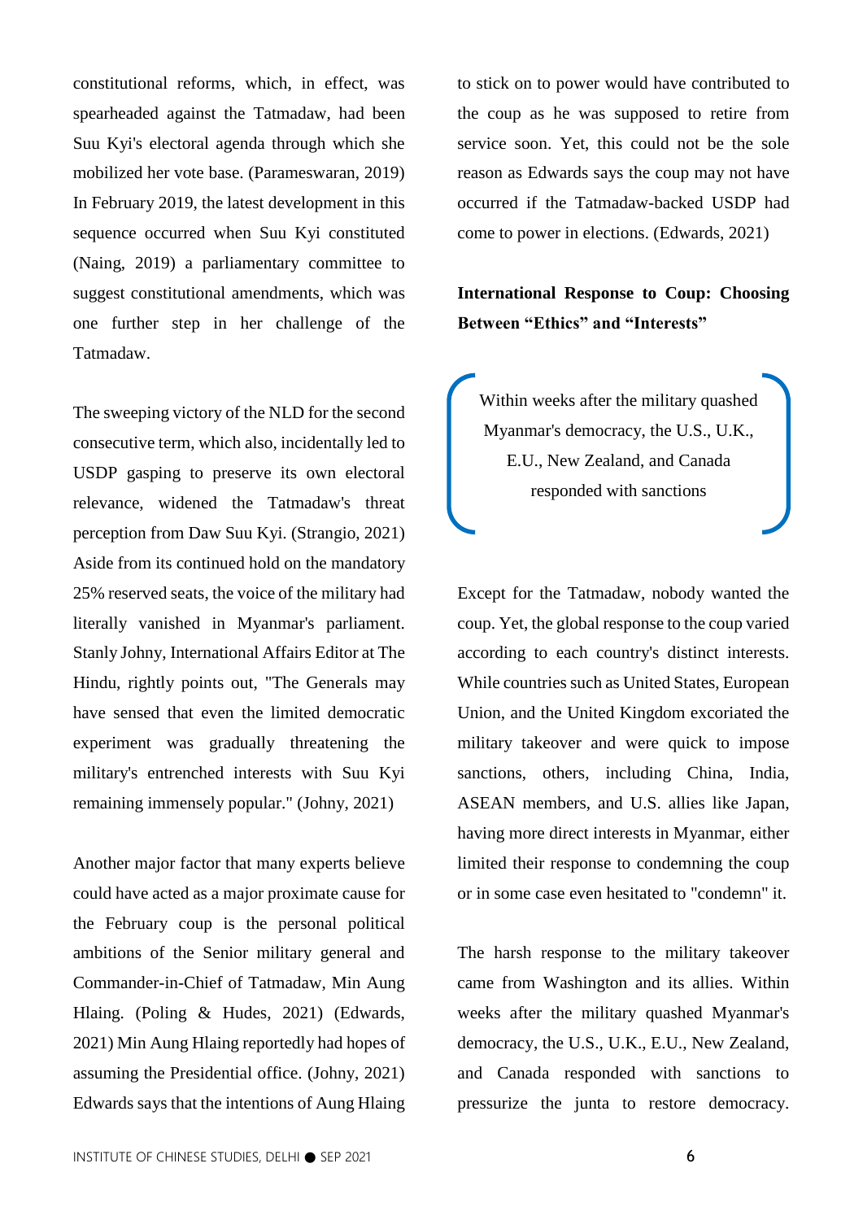constitutional reforms, which, in effect, was spearheaded against the Tatmadaw, had been Suu Kyi's electoral agenda through which she mobilized her vote base. (Parameswaran, 2019) In February 2019, the latest development in this sequence occurred when Suu Kyi constituted (Naing, 2019) a parliamentary committee to suggest constitutional amendments, which was one further step in her challenge of the Tatmadaw.

The sweeping victory of the NLD for the second consecutive term, which also, incidentally led to USDP gasping to preserve its own electoral relevance, widened the Tatmadaw's threat perception from Daw Suu Kyi. (Strangio, 2021) Aside from its continued hold on the mandatory 25% reserved seats, the voice of the military had literally vanished in Myanmar's parliament. Stanly Johny, International Affairs Editor at The Hindu, rightly points out, "The Generals may have sensed that even the limited democratic experiment was gradually threatening the military's entrenched interests with Suu Kyi remaining immensely popular." (Johny, 2021)

Another major factor that many experts believe could have acted as a major proximate cause for the February coup is the personal political ambitions of the Senior military general and Commander-in-Chief of Tatmadaw, Min Aung Hlaing. (Poling & Hudes, 2021) (Edwards, 2021) Min Aung Hlaing reportedly had hopes of assuming the Presidential office. (Johny, 2021) Edwards says that the intentions of Aung Hlaing to stick on to power would have contributed to the coup as he was supposed to retire from service soon. Yet, this could not be the sole reason as Edwards says the coup may not have occurred if the Tatmadaw-backed USDP had come to power in elections. (Edwards, 2021)

## International Response to Coup: Choosing Between "Ethics" and "Interests"

> Within weeks after the military quashed Myanmar's democracy, the U.S., U.K., E.U., New Zealand, and Canada responded with sanctions

Except for the Tatmadaw, nobody wanted the coup. Yet, the global response to the coup varied according to each country's distinct interests. While countries such as United States, European Union, and the United Kingdom excoriated the military takeover and were quick to impose sanctions, others, including China, India, ASEAN members, and U.S. allies like Japan, having more direct interests in Myanmar, either limited their response to condemning the coup or in some case even hesitated to "condemn" it.

The harsh response to the military takeover came from Washington and its allies. Within weeks after the military quashed Myanmar's democracy, the U.S., U.K., E.U., New Zealand, and Canada responded with sanctions to pressurize the junta to restore democracy.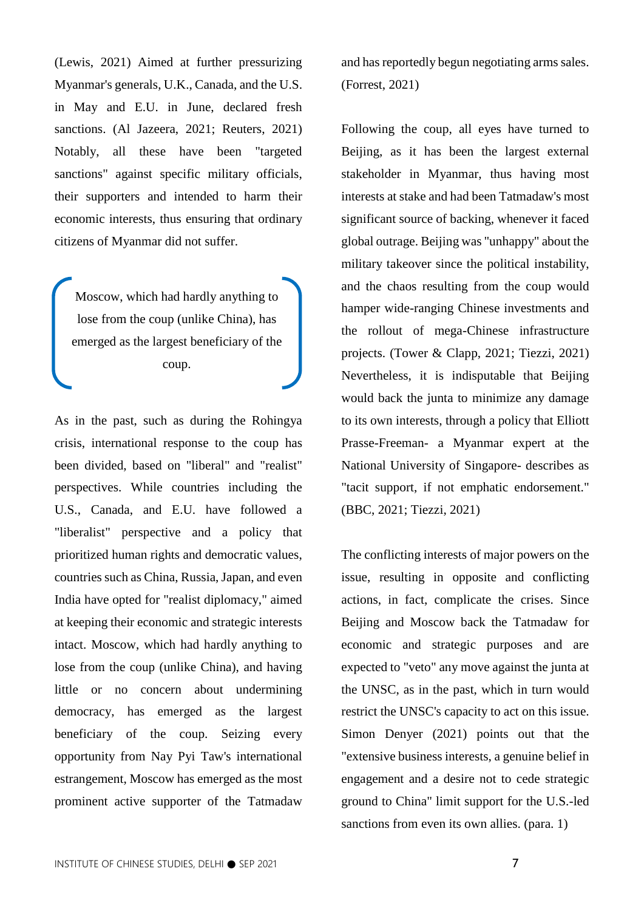(Lewis, 2021) Aimed at further pressurizing Myanmar's generals, U.K., Canada, and the U.S. in May and E.U. in June, declared fresh sanctions. (Al Jazeera, 2021; Reuters, 2021) Notably, all these have been "targeted sanctions" against specific military officials, their supporters and intended to harm their economic interests, thus ensuring that ordinary citizens of Myanmar did not suffer.

> Moscow, which had hardly anything to lose from the coup (unlike China), has emerged as the largest beneficiary of the coup.

As in the past, such as during the Rohingya crisis, international response to the coup has been divided, based on "liberal" and "realist" perspectives. While countries including the U.S., Canada, and E.U. have followed a "liberalist" perspective and a policy that prioritized human rights and democratic values, countries such as China, Russia, Japan, and even India have opted for "realist diplomacy," aimed at keeping their economic and strategic interests intact. Moscow, which had hardly anything to lose from the coup (unlike China), and having little or no concern about undermining democracy, has emerged as the largest beneficiary of the coup. Seizing every opportunity from Nay Pyi Taw's international estrangement, Moscow has emerged as the most prominent active supporter of the Tatmadaw and has reportedly begun negotiating arms sales. (Forrest, 2021)

Following the coup, all eyes have turned to Beijing, as it has been the largest external stakeholder in Myanmar, thus having most interests at stake and had been Tatmadaw's most significant source of backing, whenever it faced global outrage. Beijing was "unhappy" about the military takeover since the political instability, and the chaos resulting from the coup would hamper wide-ranging Chinese investments and the rollout of mega-Chinese infrastructure projects. (Tower & Clapp, 2021; Tiezzi, 2021) Nevertheless, it is indisputable that Beijing would back the junta to minimize any damage to its own interests, through a policy that Elliott Prasse-Freeman- a Myanmar expert at the National University of Singapore- describes as "tacit support, if not emphatic endorsement." (BBC, 2021; Tiezzi, 2021)

The conflicting interests of major powers on the issue, resulting in opposite and conflicting actions, in fact, complicate the crises. Since Beijing and Moscow back the Tatmadaw for economic and strategic purposes and are expected to "veto" any move against the junta at the UNSC, as in the past, which in turn would restrict the UNSC's capacity to act on this issue. Simon Denyer (2021) points out that the "extensive business interests, a genuine belief in engagement and a desire not to cede strategic ground to China" limit support for the U.S.-led sanctions from even its own allies. (para. 1)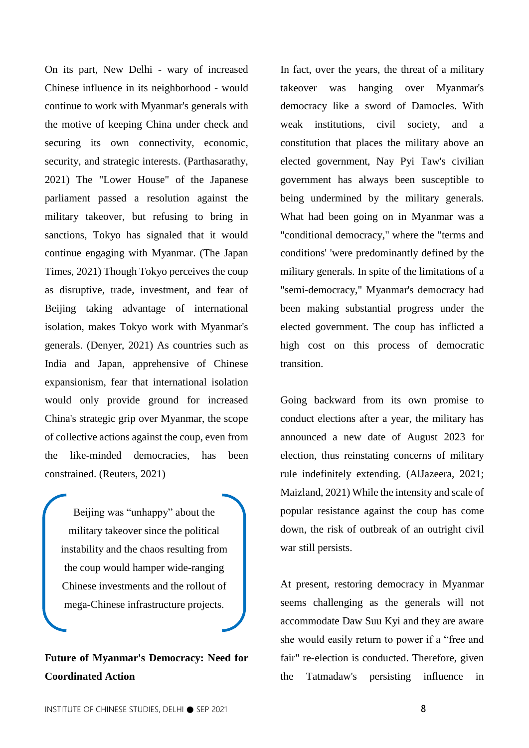On its part, New Delhi - wary of increased Chinese influence in its neighborhood - would continue to work with Myanmar's generals with the motive of keeping China under check and securing its own connectivity, economic, security, and strategic interests. (Parthasarathy, 2021) The "Lower House" of the Japanese parliament passed a resolution against the military takeover, but refusing to bring in sanctions, Tokyo has signaled that it would continue engaging with Myanmar. (The Japan Times, 2021) Though Tokyo perceives the coup as disruptive, trade, investment, and fear of Beijing taking advantage of international isolation, makes Tokyo work with Myanmar's generals. (Denyer, 2021) As countries such as India and Japan, apprehensive of Chinese expansionism, fear that international isolation would only provide ground for increased China's strategic grip over Myanmar, the scope of collective actions against the coup, even from the like-minded democracies, has been constrained. (Reuters, 2021)

> Beijing was "unhappy" about the military takeover since the political instability and the chaos resulting from the coup would hamper wide-ranging Chinese investments and the rollout of mega-Chinese infrastructure projects.

**Future of Myanmar's Democracy: Need for Coordinated Action**

In fact, over the years, the threat of a military takeover was hanging over Myanmar's democracy like a sword of Damocles. With weak institutions, civil society, and a constitution that places the military above an elected government, Nay Pyi Taw's civilian government has always been susceptible to being undermined by the military generals. What had been going on in Myanmar was a "conditional democracy," where the "terms and conditions' 'were predominantly defined by the military generals. In spite of the limitations of a "semi-democracy," Myanmar's democracy had been making substantial progress under the elected government. The coup has inflicted a high cost on this process of democratic transition.

Going backward from its own promise to conduct elections after a year, the military has announced a new date of August 2023 for election, thus reinstating concerns of military rule indefinitely extending. (AlJazeera, 2021; Maizland, 2021) While the intensity and scale of popular resistance against the coup has come down, the risk of outbreak of an outright civil war still persists.

At present, restoring democracy in Myanmar seems challenging as the generals will not accommodate Daw Suu Kyi and they are aware she would easily return to power if a "free and fair" re-election is conducted. Therefore, given the Tatmadaw's persisting influence in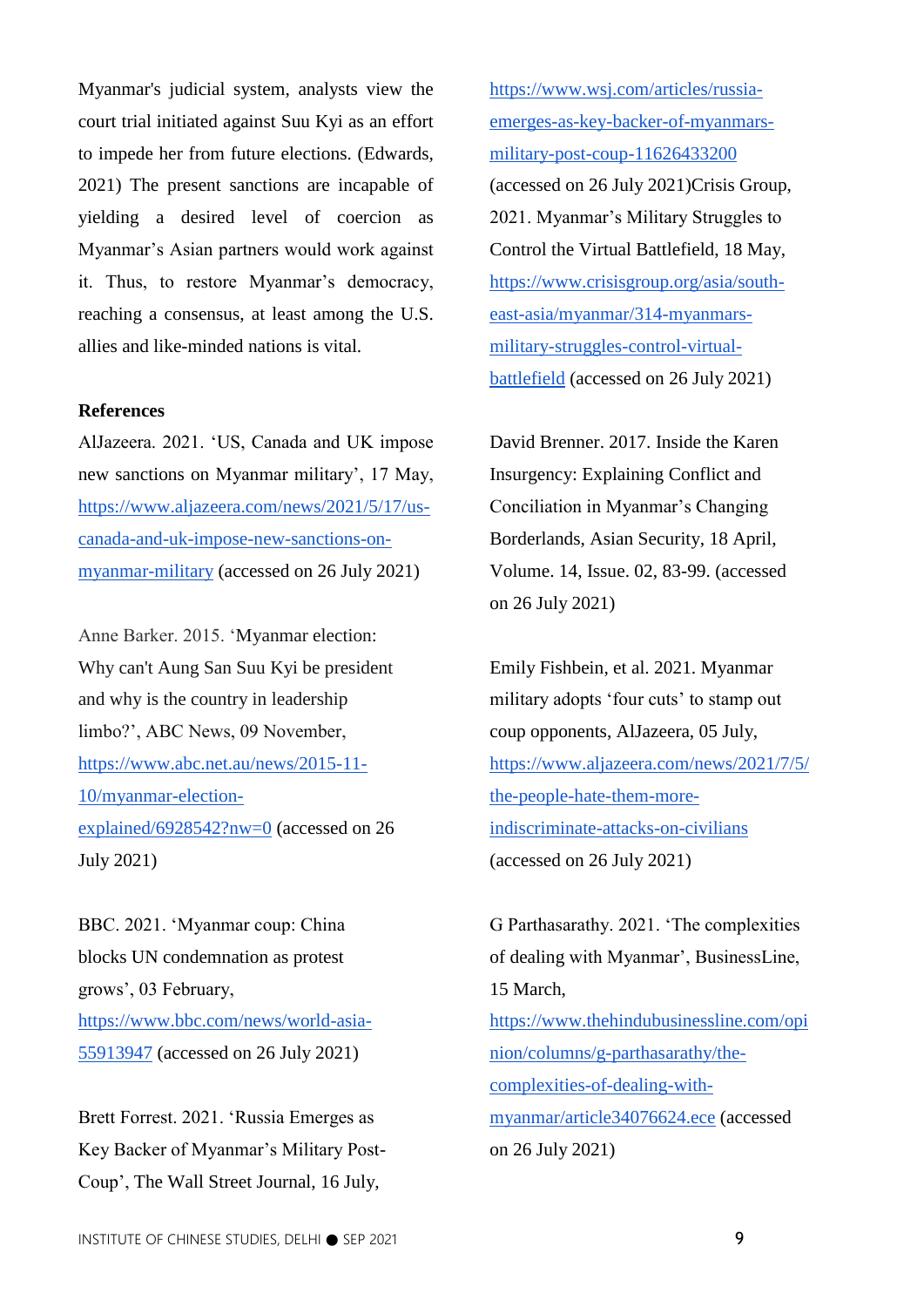Myanmar's judicial system, analysts view the court trial initiated against Suu Kyi as an effort to impede her from future elections. (Edwards, 2021) The present sanctions are incapable of yielding a desired level of coercion as Myanmar's Asian partners would work against it. Thus, to restore Myanmar's democracy, reaching a consensus, at least among the U.S. allies and like-minded nations is vital.

**References**

AlJazeera. 2021. 'US, Canada and UK impose new sanctions on Myanmar military', 17 May, https://www.aljazeera.com/news/2021/5/17/us-canada-and-uk-impose-new-sanctions-on-myanmar-military (accessed on 26 July 2021)

Anne Barker. 2015. 'Myanmar election: Why can't Aung San Suu Kyi be president and why is the country in leadership limbo?', ABC News, 09 November, https://www.abc.net.au/news/2015-11-10/myanmar-election-explained/6928542?nw=0 (accessed on 26 July 2021)

BBC. 2021. 'Myanmar coup: China blocks UN condemnation as protest grows', 03 February, https://www.bbc.com/news/world-asia-55913947 (accessed on 26 July 2021)

Brett Forrest. 2021. 'Russia Emerges as Key Backer of Myanmar's Military Post-Coup', The Wall Street Journal, 16 July, https://www.wsj.com/articles/russia-emerges-as-key-backer-of-myanmars-military-post-coup-11626433200 (accessed on 26 July 2021)Crisis Group, 2021. Myanmar's Military Struggles to Control the Virtual Battlefield, 18 May, https://www.crisisgroup.org/asia/south-east-asia/myanmar/314-myanmars-military-struggles-control-virtual-battlefield (accessed on 26 July 2021)

David Brenner. 2017. Inside the Karen Insurgency: Explaining Conflict and Conciliation in Myanmar's Changing Borderlands, Asian Security, 18 April, Volume. 14, Issue. 02, 83-99. (accessed on 26 July 2021)

Emily Fishbein, et al. 2021. Myanmar military adopts 'four cuts' to stamp out coup opponents, AlJazeera, 05 July, https://www.aljazeera.com/news/2021/7/5/the-people-hate-them-more-indiscriminate-attacks-on-civilians (accessed on 26 July 2021)

G Parthasarathy. 2021. 'The complexities of dealing with Myanmar', BusinessLine, 15 March, https://www.thehindubusinessline.com/opinion/columns/g-parthasarathy/the-complexities-of-dealing-with-myanmar/article34076624.ece (accessed on 26 July 2021)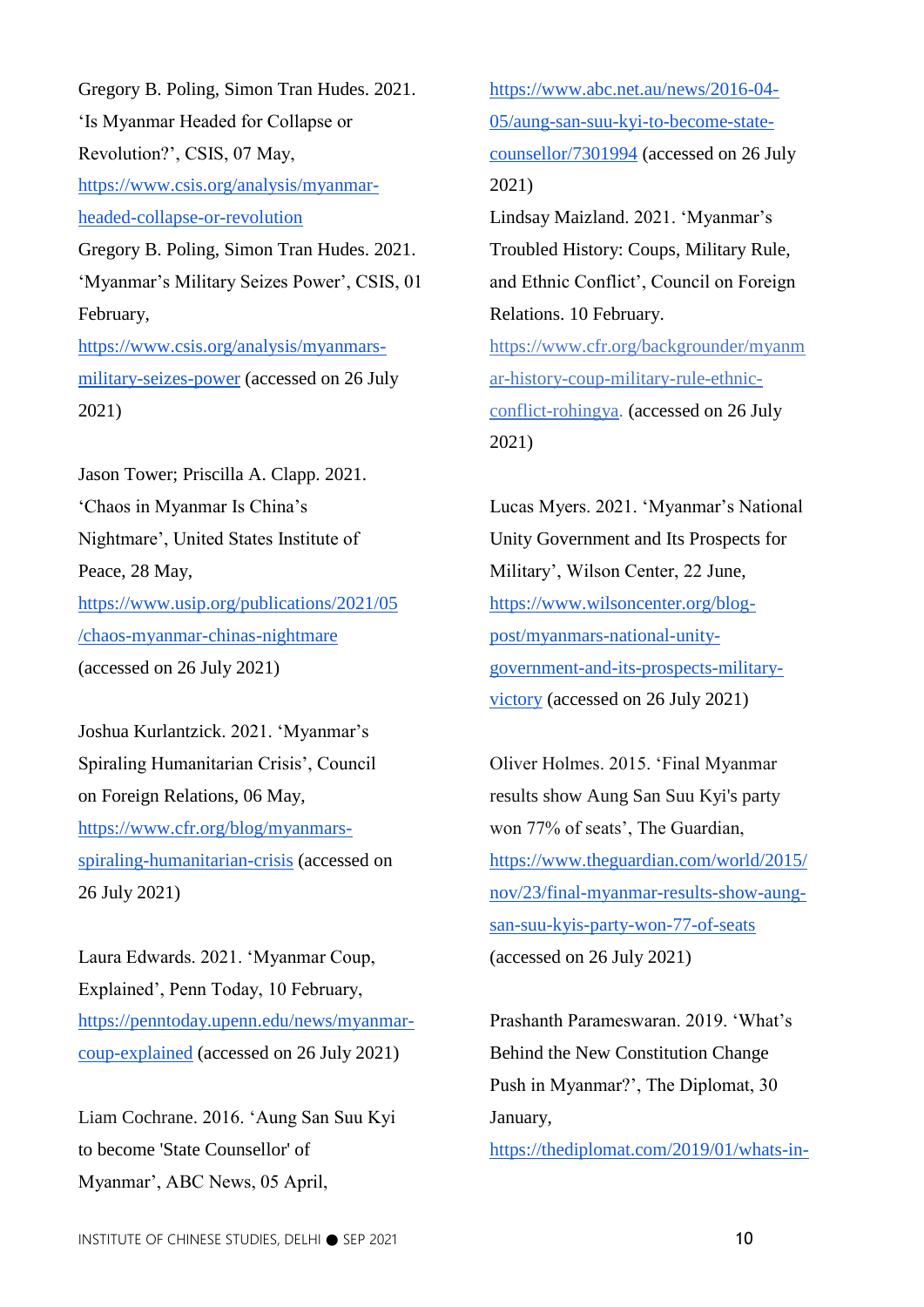Gregory B. Poling, Simon Tran Hudes. 2021. 'Is Myanmar Headed for Collapse or Revolution?', CSIS, 07 May, https://www.csis.org/analysis/myanmar-headed-collapse-or-revolution

Gregory B. Poling, Simon Tran Hudes. 2021. 'Myanmar's Military Seizes Power', CSIS, 01 February, https://www.csis.org/analysis/myanmars-military-seizes-power (accessed on 26 July 2021)

Jason Tower; Priscilla A. Clapp. 2021. 'Chaos in Myanmar Is China's Nightmare', United States Institute of Peace, 28 May, https://www.usip.org/publications/2021/05/chaos-myanmar-chinas-nightmare (accessed on 26 July 2021)

Joshua Kurlantzick. 2021. 'Myanmar's Spiraling Humanitarian Crisis', Council on Foreign Relations, 06 May, https://www.cfr.org/blog/myanmars-spiraling-humanitarian-crisis (accessed on 26 July 2021)

Laura Edwards. 2021. 'Myanmar Coup, Explained', Penn Today, 10 February, https://penntoday.upenn.edu/news/myanmar-coup-explained (accessed on 26 July 2021)

Liam Cochrane. 2016. 'Aung San Suu Kyi to become 'State Counsellor' of Myanmar', ABC News, 05 April, https://www.abc.net.au/news/2016-04-05/aung-san-suu-kyi-to-become-state-counsellor/7301994 (accessed on 26 July 2021)

Lindsay Maizland. 2021. 'Myanmar's Troubled History: Coups, Military Rule, and Ethnic Conflict', Council on Foreign Relations. 10 February. https://www.cfr.org/backgrounder/myanmar-history-coup-military-rule-ethnic-conflict-rohingya. (accessed on 26 July 2021)

Lucas Myers. 2021. 'Myanmar's National Unity Government and Its Prospects for Military', Wilson Center, 22 June, https://www.wilsoncenter.org/blog-post/myanmars-national-unity-government-and-its-prospects-military-victory (accessed on 26 July 2021)

Oliver Holmes. 2015. 'Final Myanmar results show Aung San Suu Kyi's party won 77% of seats', The Guardian, https://www.theguardian.com/world/2015/nov/23/final-myanmar-results-show-aung-san-suu-kyis-party-won-77-of-seats (accessed on 26 July 2021)

Prashanth Parameswaran. 2019. 'What's Behind the New Constitution Change Push in Myanmar?', The Diplomat, 30 January, https://thediplomat.com/2019/01/whats-in-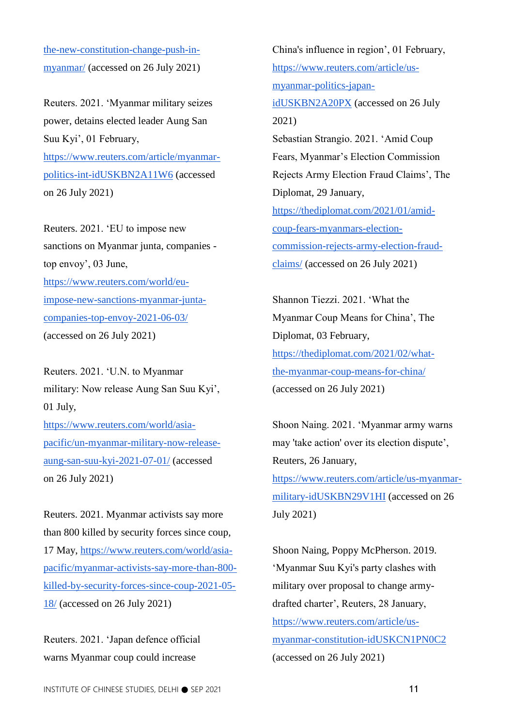the-new-constitution-change-push-in-myanmar/ (accessed on 26 July 2021)

Reuters. 2021. 'Myanmar military seizes power, detains elected leader Aung San Suu Kyi', 01 February, https://www.reuters.com/article/myanmar-politics-int-idUSKBN2A11W6 (accessed on 26 July 2021)

Reuters. 2021. 'EU to impose new sanctions on Myanmar junta, companies - top envoy', 03 June, https://www.reuters.com/world/eu-impose-new-sanctions-myanmar-junta-companies-top-envoy-2021-06-03/ (accessed on 26 July 2021)

Reuters. 2021. 'U.N. to Myanmar military: Now release Aung San Suu Kyi', 01 July, https://www.reuters.com/world/asia-pacific/un-myanmar-military-now-release-aung-san-suu-kyi-2021-07-01/ (accessed on 26 July 2021)

Reuters. 2021. Myanmar activists say more than 800 killed by security forces since coup, 17 May, https://www.reuters.com/world/asia-pacific/myanmar-activists-say-more-than-800-killed-by-security-forces-since-coup-2021-05-18/ (accessed on 26 July 2021)

Reuters. 2021. 'Japan defence official warns Myanmar coup could increase China's influence in region', 01 February, https://www.reuters.com/article/us-myanmar-politics-japan-idUSKBN2A20PX (accessed on 26 July 2021)

Sebastian Strangio. 2021. 'Amid Coup Fears, Myanmar's Election Commission Rejects Army Election Fraud Claims', The Diplomat, 29 January, https://thediplomat.com/2021/01/amid-coup-fears-myanmars-election-commission-rejects-army-election-fraud-claims/ (accessed on 26 July 2021)

Shannon Tiezzi. 2021. 'What the Myanmar Coup Means for China', The Diplomat, 03 February, https://thediplomat.com/2021/02/what-the-myanmar-coup-means-for-china/ (accessed on 26 July 2021)

Shoon Naing. 2021. 'Myanmar army warns may 'take action' over its election dispute', Reuters, 26 January, https://www.reuters.com/article/us-myanmar-military-idUSKBN29V1HI (accessed on 26 July 2021)

Shoon Naing, Poppy McPherson. 2019. 'Myanmar Suu Kyi's party clashes with military over proposal to change army-drafted charter', Reuters, 28 January, https://www.reuters.com/article/us-myanmar-constitution-idUSKCN1PN0C2 (accessed on 26 July 2021)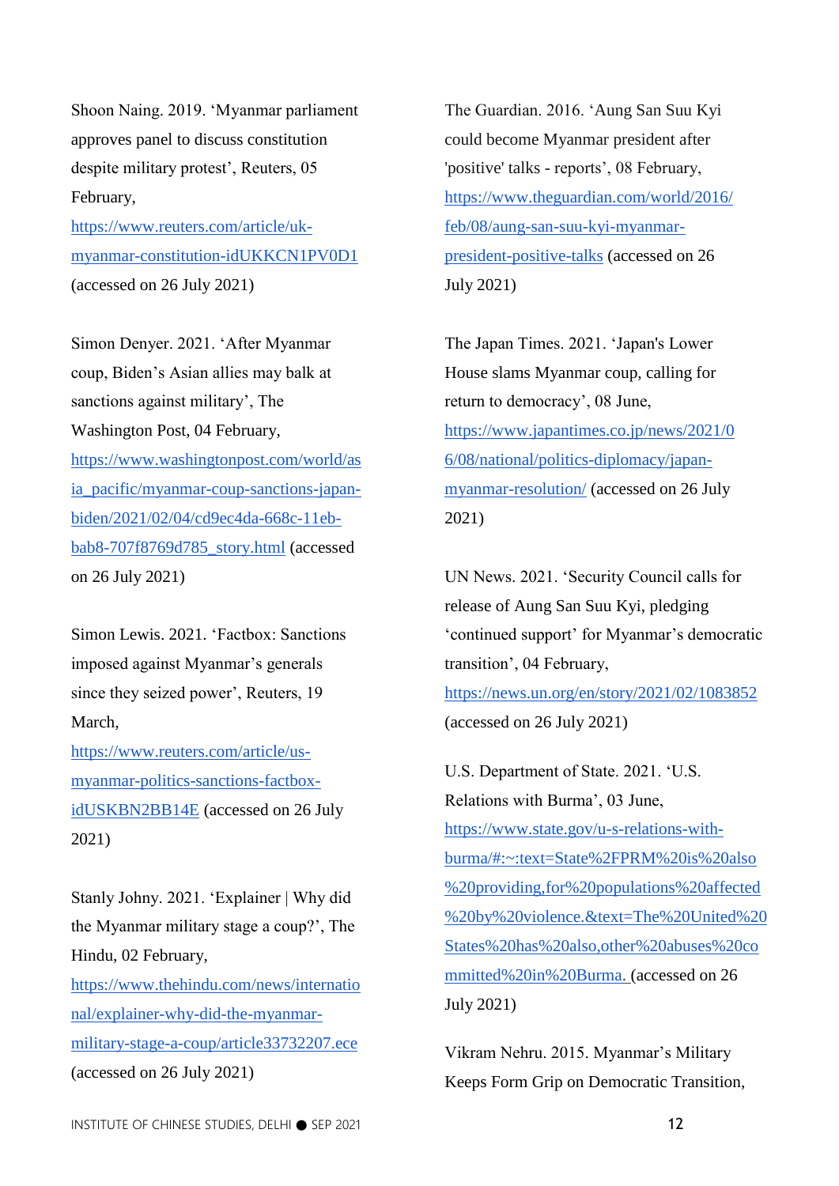Shoon Naing. 2019. 'Myanmar parliament approves panel to discuss constitution despite military protest', Reuters, 05 February, https://www.reuters.com/article/uk-myanmar-constitution-idUKKCN1PV0D1 (accessed on 26 July 2021)

Simon Denyer. 2021. 'After Myanmar coup, Biden's Asian allies may balk at sanctions against military', The Washington Post, 04 February, https://www.washingtonpost.com/world/asia_pacific/myanmar-coup-sanctions-japan-biden/2021/02/04/cd9ec4da-668c-11eb-bab8-707f8769d785_story.html (accessed on 26 July 2021)

Simon Lewis. 2021. 'Factbox: Sanctions imposed against Myanmar's generals since they seized power', Reuters, 19 March, https://www.reuters.com/article/us-myanmar-politics-sanctions-factbox-idUSKBN2BB14E (accessed on 26 July 2021)

Stanly Johny. 2021. 'Explainer | Why did the Myanmar military stage a coup?', The Hindu, 02 February, https://www.thehindu.com/news/international/explainer-why-did-the-myanmar-military-stage-a-coup/article33732207.ece (accessed on 26 July 2021)

The Guardian. 2016. 'Aung San Suu Kyi could become Myanmar president after 'positive' talks - reports', 08 February, https://www.theguardian.com/world/2016/feb/08/aung-san-suu-kyi-myanmar-president-positive-talks (accessed on 26 July 2021)

The Japan Times. 2021. 'Japan's Lower House slams Myanmar coup, calling for return to democracy', 08 June, https://www.japantimes.co.jp/news/2021/06/08/national/politics-diplomacy/japan-myanmar-resolution/ (accessed on 26 July 2021)

UN News. 2021. 'Security Council calls for release of Aung San Suu Kyi, pledging 'continued support' for Myanmar's democratic transition', 04 February, https://news.un.org/en/story/2021/02/1083852 (accessed on 26 July 2021)

U.S. Department of State. 2021. 'U.S. Relations with Burma', 03 June, https://www.state.gov/u-s-relations-with-burma/#:~:text=State%2FPRM%20is%20also%20providing,for%20populations%20affected%20by%20violence.&text=The%20United%20States%20has%20also,other%20abuses%20committed%20in%20Burma. (accessed on 26 July 2021)

Vikram Nehru. 2015. Myanmar's Military Keeps Form Grip on Democratic Transition,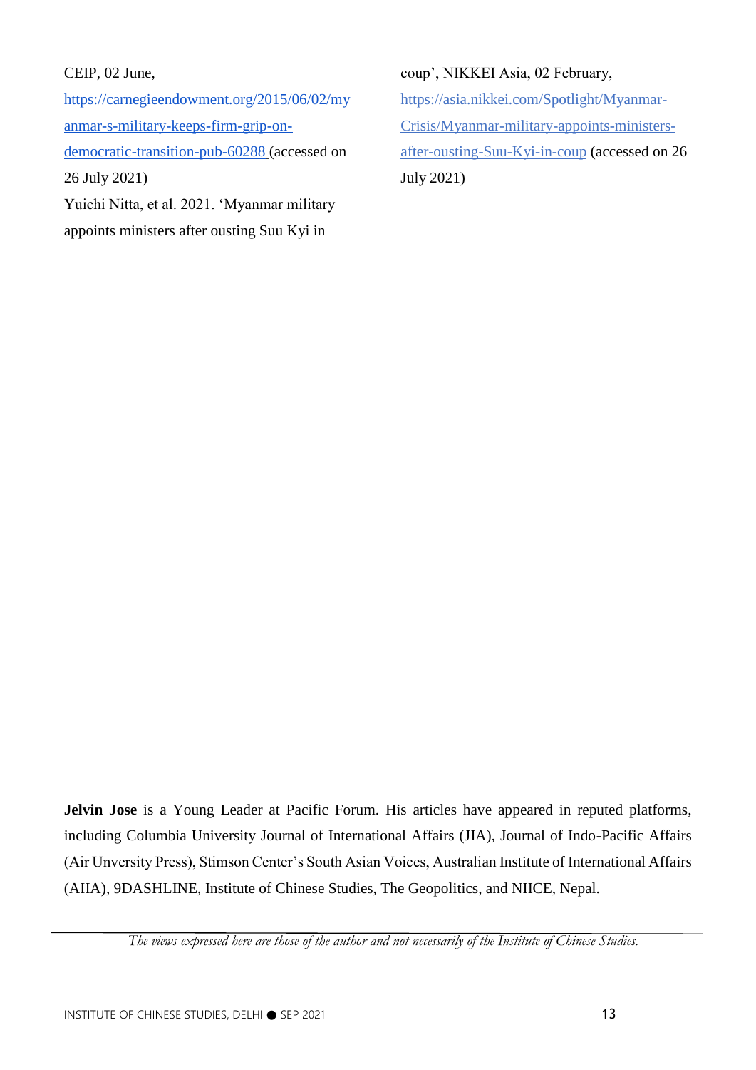CEIP, 02 June, https://carnegieendowment.org/2015/06/02/myanmar-s-military-keeps-firm-grip-on-democratic-transition-pub-60288 (accessed on 26 July 2021)

Yuichi Nitta, et al. 2021. 'Myanmar military appoints ministers after ousting Suu Kyi in coup', NIKKEI Asia, 02 February, https://asia.nikkei.com/Spotlight/Myanmar-Crisis/Myanmar-military-appoints-ministers-after-ousting-Suu-Kyi-in-coup (accessed on 26 July 2021)

**Jelvin Jose** is a Young Leader at Pacific Forum. His articles have appeared in reputed platforms, including Columbia University Journal of International Affairs (JIA), Journal of Indo-Pacific Affairs (Air Unversity Press), Stimson Center's South Asian Voices, Australian Institute of International Affairs (AIIA), 9DASHLINE, Institute of Chinese Studies, The Geopolitics, and NIICE, Nepal.

*The views expressed here are those of the author and not necessarily of the Institute of Chinese Studies.*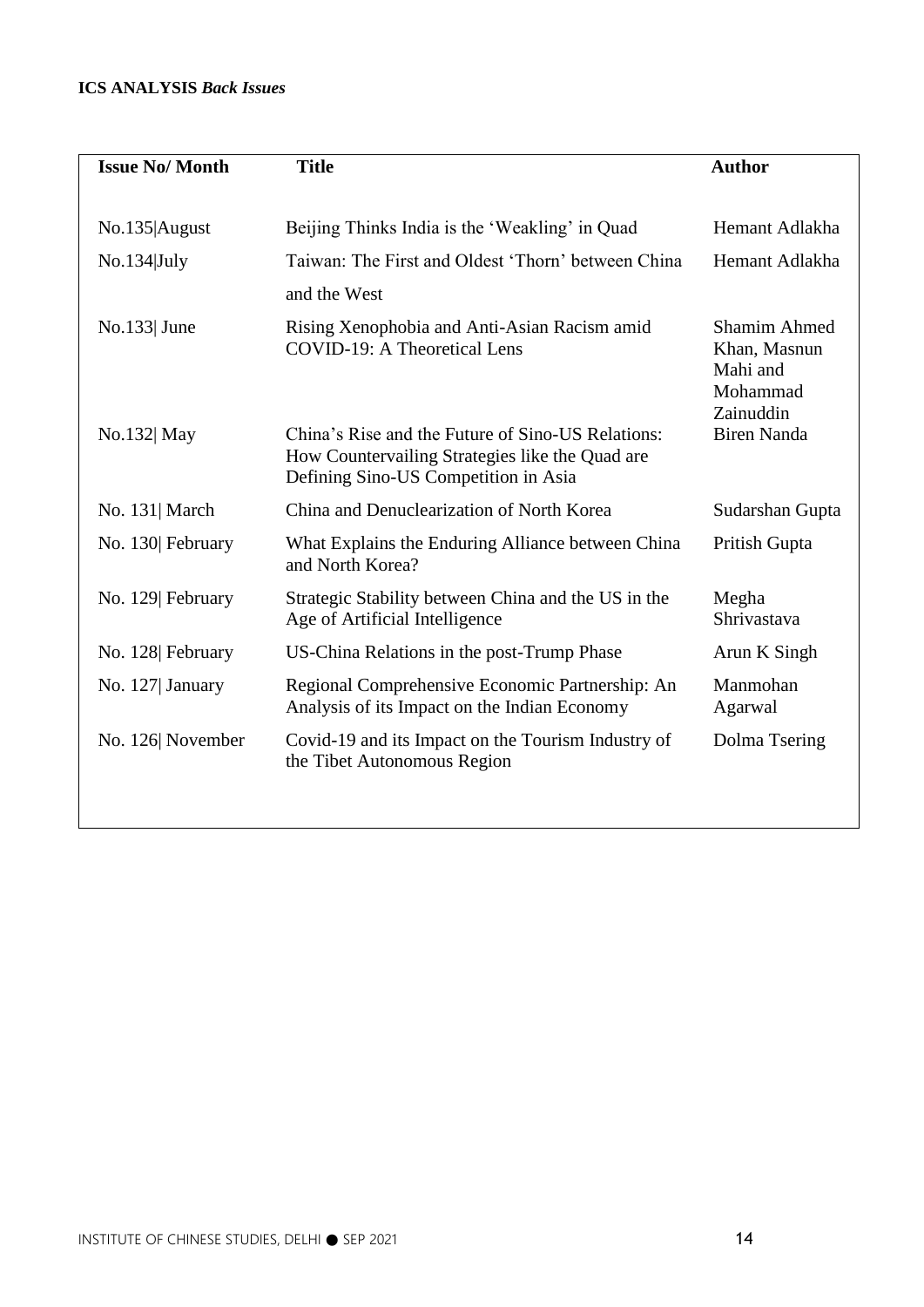**ICS ANALYSIS** ***Back Issues***

| Issue No/ Month | Title | Author |
|---|---|---|
| No.135\|August | Beijing Thinks India is the 'Weakling' in Quad | Hemant Adlakha |
| No.134\|July | Taiwan: The First and Oldest 'Thorn' between China and the West | Hemant Adlakha |
| No.133\| June | Rising Xenophobia and Anti-Asian Racism amid COVID-19: A Theoretical Lens | Shamim Ahmed Khan, Masnun Mahi and Mohammad Zainuddin |
| No.132\| May | China's Rise and the Future of Sino-US Relations: How Countervailing Strategies like the Quad are Defining Sino-US Competition in Asia | Biren Nanda |
| No. 131\| March | China and Denuclearization of North Korea | Sudarshan Gupta |
| No. 130\| February | What Explains the Enduring Alliance between China and North Korea? | Pritish Gupta |
| No. 129\| February | Strategic Stability between China and the US in the Age of Artificial Intelligence | Megha Shrivastava |
| No. 128\| February | US-China Relations in the post-Trump Phase | Arun K Singh |
| No. 127\| January | Regional Comprehensive Economic Partnership: An Analysis of its Impact on the Indian Economy | Manmohan Agarwal |
| No. 126\| November | Covid-19 and its Impact on the Tourism Industry of the Tibet Autonomous Region | Dolma Tsering |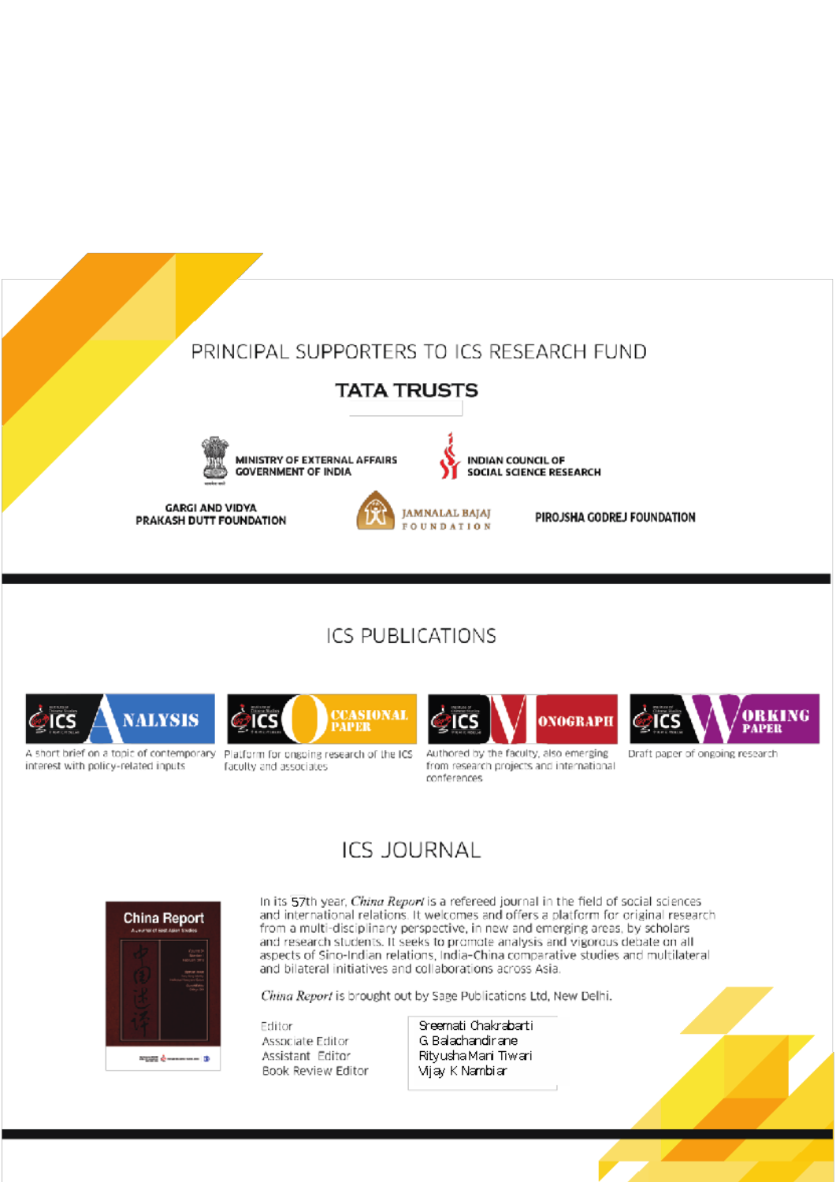## PRINCIPAL SUPPORTERS TO ICS RESEARCH FUND

**TATA TRUSTS**

MINISTRY OF EXTERNAL AFFAIRS
GOVERNMENT OF INDIA

INDIAN COUNCIL OF
SOCIAL SCIENCE RESEARCH

GARGI AND VIDYA
PRAKASH DUTT FOUNDATION

JAMNALAL BAJAJ
FOUNDATION

PIROJSHA GODREJ FOUNDATION

## ICS PUBLICATIONS

**ANALYSIS** — A short brief on a topic of contemporary interest with policy-related inputs

**OCCASIONAL PAPER** — Platform for ongoing research of the ICS faculty and associates

**MONOGRAPH** — Authored by the faculty, also emerging from research projects and international conferences

**WORKING PAPER** — Draft paper of ongoing research

## ICS JOURNAL

In its 57th year, *China Report* is a refereed journal in the field of social sciences and international relations. It welcomes and offers a platform for original research from a multi-disciplinary perspective, in new and emerging areas, by scholars and research students. It seeks to promote analysis and vigorous debate on all aspects of Sino-Indian relations, India-China comparative studies and multilateral and bilateral initiatives and collaborations across Asia.

*China Report* is brought out by Sage Publications Ltd, New Delhi.

| | |
|---|---|
| Editor | Sreemati Chakrabarti |
| Associate Editor | G. Balachandirane |
| Assistant Editor | Rityusha Mani Tiwari |
| Book Review Editor | Vijay K Nambiar |